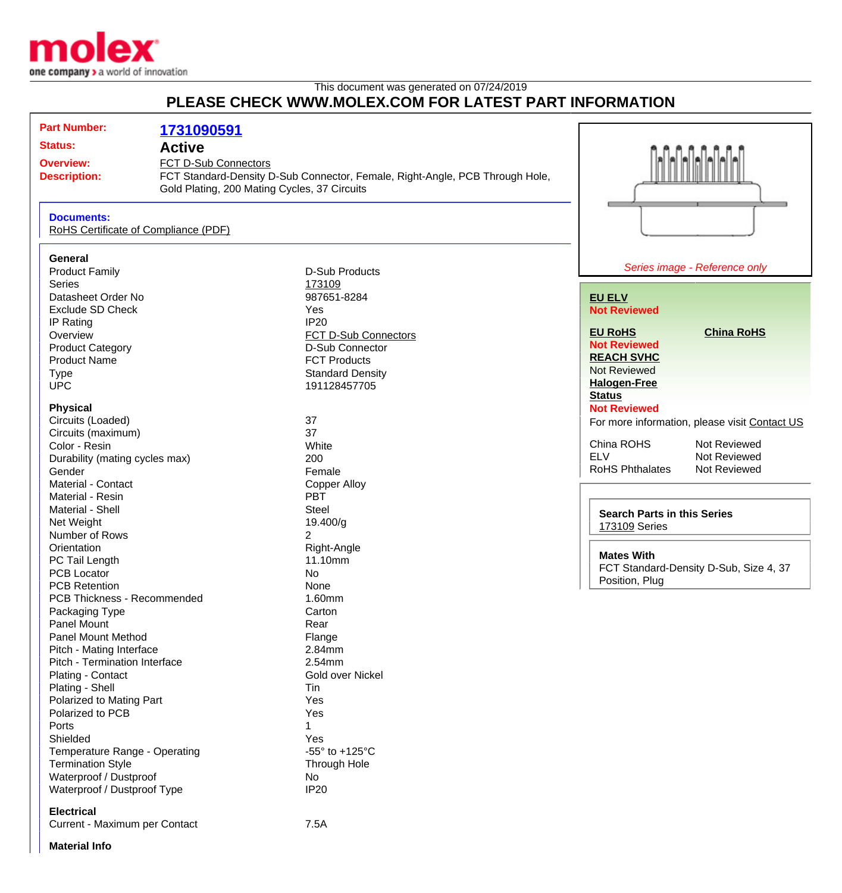molex
one company > a world of innovation

This document was generated on 07/24/2019

# PLEASE CHECK WWW.MOLEX.COM FOR LATEST PART INFORMATION

**Part Number:** 1731090591

**Status:** Active

**Overview:** FCT D-Sub Connectors

**Description:** FCT Standard-Density D-Sub Connector, Female, Right-Angle, PCB Through Hole, Gold Plating, 200 Mating Cycles, 37 Circuits

**Documents:**
RoHS Certificate of Compliance (PDF)

### General

| | |
|---|---|
| Product Family | D-Sub Products |
| Series | 173109 |
| Datasheet Order No | 987651-8284 |
| Exclude SD Check | Yes |
| IP Rating | IP20 |
| Overview | FCT D-Sub Connectors |
| Product Category | D-Sub Connector |
| Product Name | FCT Products |
| Type | Standard Density |
| UPC | 191128457705 |

### Physical

| | |
|---|---|
| Circuits (Loaded) | 37 |
| Circuits (maximum) | 37 |
| Color - Resin | White |
| Durability (mating cycles max) | 200 |
| Gender | Female |
| Material - Contact | Copper Alloy |
| Material - Resin | PBT |
| Material - Shell | Steel |
| Net Weight | 19.400/g |
| Number of Rows | 2 |
| Orientation | Right-Angle |
| PC Tail Length | 11.10mm |
| PCB Locator | No |
| PCB Retention | None |
| PCB Thickness - Recommended | 1.60mm |
| Packaging Type | Carton |
| Panel Mount | Rear |
| Panel Mount Method | Flange |
| Pitch - Mating Interface | 2.84mm |
| Pitch - Termination Interface | 2.54mm |
| Plating - Contact | Gold over Nickel |
| Plating - Shell | Tin |
| Polarized to Mating Part | Yes |
| Polarized to PCB | Yes |
| Ports | 1 |
| Shielded | Yes |
| Temperature Range - Operating | -55° to +125°C |
| Termination Style | Through Hole |
| Waterproof / Dustproof | No |
| Waterproof / Dustproof Type | IP20 |

### Electrical

| | |
|---|---|
| Current - Maximum per Contact | 7.5A |

### Material Info

*Series image - Reference only*

**EU ELV**
**Not Reviewed**

**EU RoHS** — **Not Reviewed**

**China RoHS**

**REACH SVHC**
Not Reviewed

**Halogen-Free Status**
**Not Reviewed**

For more information, please visit Contact US

| | |
|---|---|
| China ROHS | Not Reviewed |
| ELV | Not Reviewed |
| RoHS Phthalates | Not Reviewed |

**Search Parts in this Series**
173109 Series

**Mates With**
FCT Standard-Density D-Sub, Size 4, 37 Position, Plug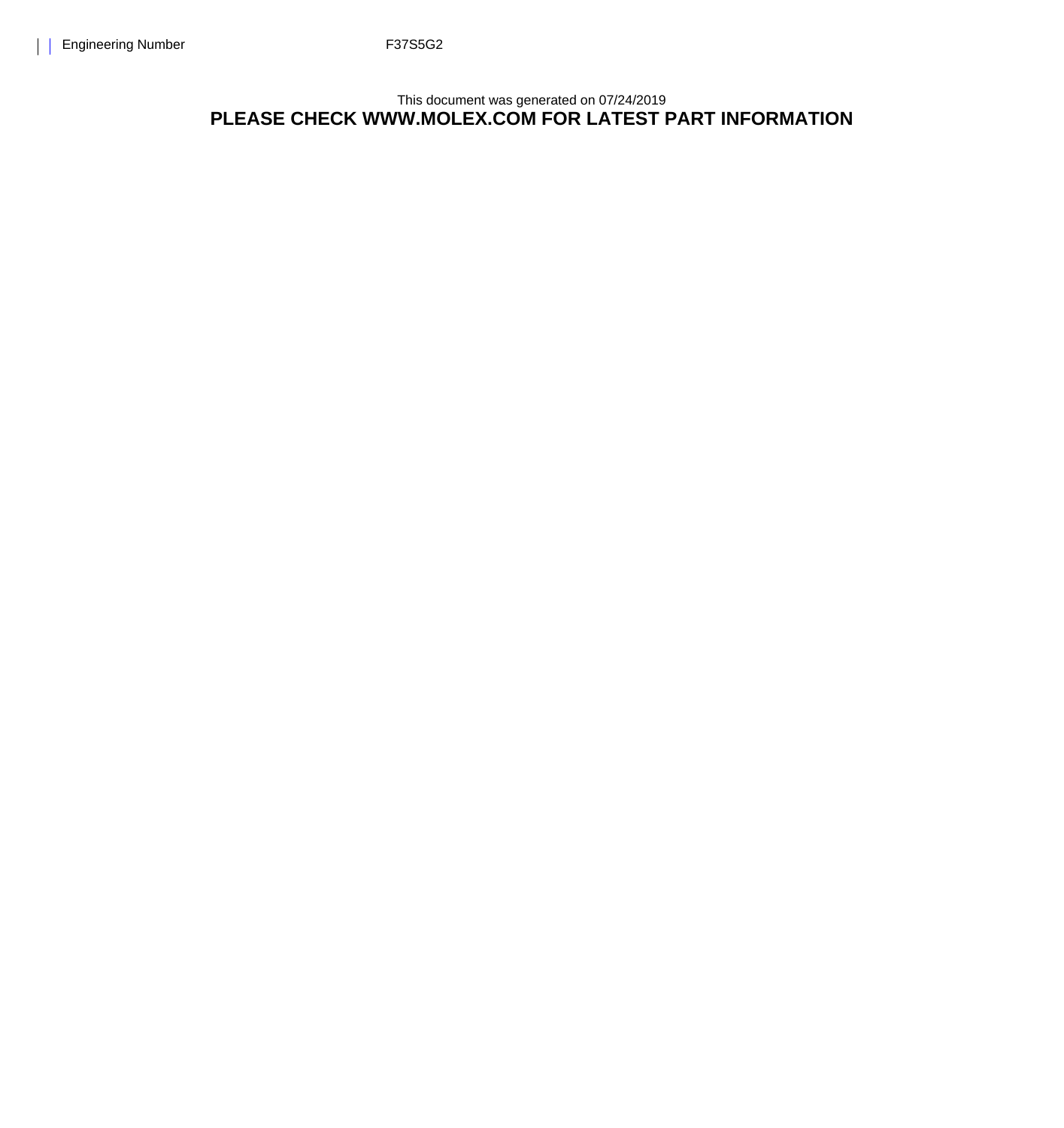| Engineering Number | F37S5G2 |
| --- | --- |

This document was generated on 07/24/2019

**PLEASE CHECK WWW.MOLEX.COM FOR LATEST PART INFORMATION**